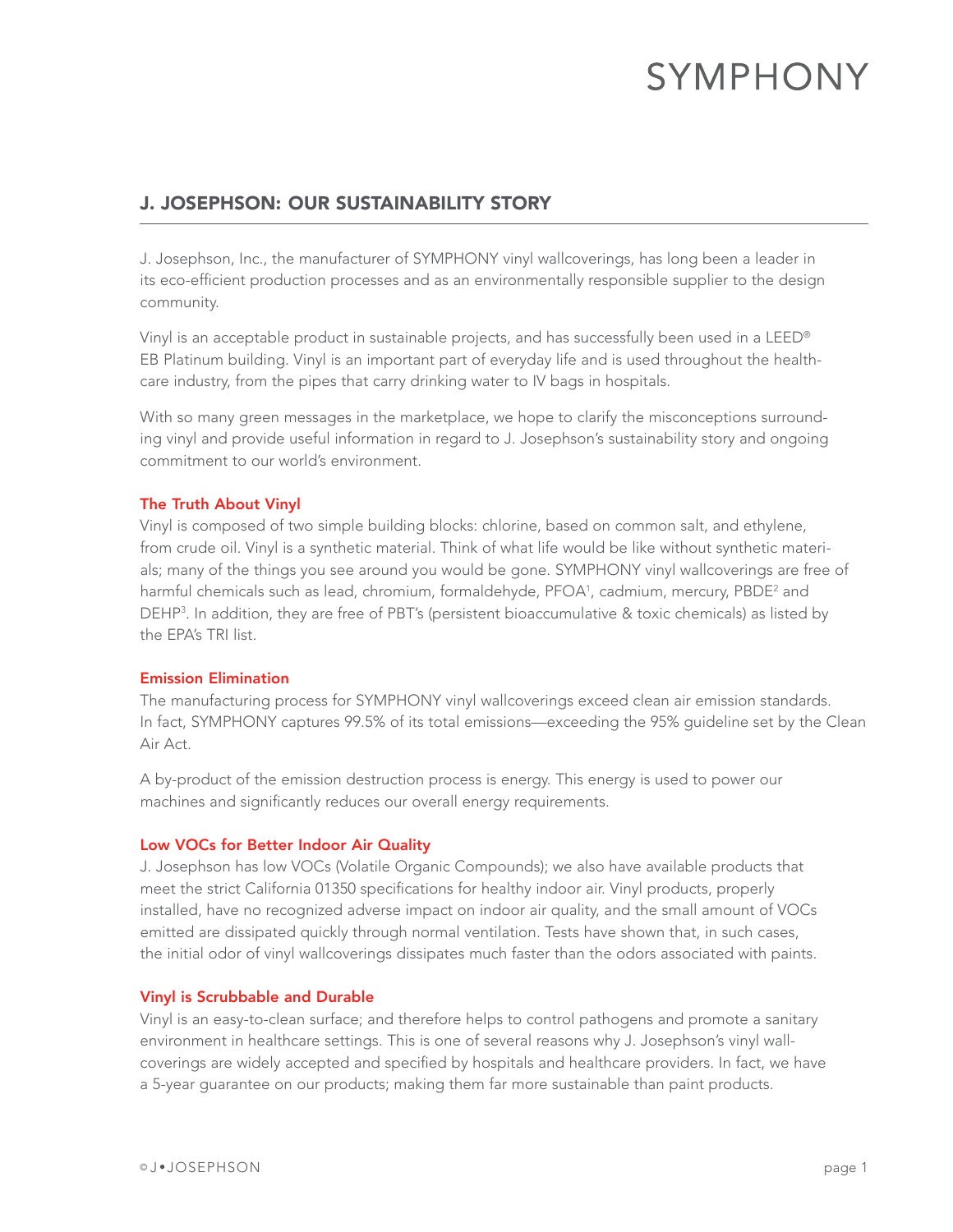# SYMPHONY

## J. JOSEPHSON: OUR SUSTAINABILITY STORY

J. Josephson, Inc., the manufacturer of SYMPHONY vinyl wallcoverings, has long been a leader in its eco-efficient production processes and as an environmentally responsible supplier to the design community.

Vinyl is an acceptable product in sustainable projects, and has successfully been used in a LEED® EB Platinum building. Vinyl is an important part of everyday life and is used throughout the health-care industry, from the pipes that carry drinking water to IV bags in hospitals.

With so many green messages in the marketplace, we hope to clarify the misconceptions surrounding vinyl and provide useful information in regard to J. Josephson's sustainability story and ongoing commitment to our world's environment.

### The Truth About Vinyl

Vinyl is composed of two simple building blocks: chlorine, based on common salt, and ethylene, from crude oil. Vinyl is a synthetic material. Think of what life would be like without synthetic materials; many of the things you see around you would be gone. SYMPHONY vinyl wallcoverings are free of harmful chemicals such as lead, chromium, formaldehyde, PFOA[1], cadmium, mercury, PBDE[2] and DEHP[3]. In addition, they are free of PBT's (persistent bioaccumulative & toxic chemicals) as listed by the EPA's TRI list.

### Emission Elimination

The manufacturing process for SYMPHONY vinyl wallcoverings exceed clean air emission standards. In fact, SYMPHONY captures 99.5% of its total emissions—exceeding the 95% guideline set by the Clean Air Act.

A by-product of the emission destruction process is energy. This energy is used to power our machines and significantly reduces our overall energy requirements.

### Low VOCs for Better Indoor Air Quality

J. Josephson has low VOCs (Volatile Organic Compounds); we also have available products that meet the strict California 01350 specifications for healthy indoor air. Vinyl products, properly installed, have no recognized adverse impact on indoor air quality, and the small amount of VOCs emitted are dissipated quickly through normal ventilation. Tests have shown that, in such cases, the initial odor of vinyl wallcoverings dissipates much faster than the odors associated with paints.

### Vinyl is Scrubbable and Durable

Vinyl is an easy-to-clean surface; and therefore helps to control pathogens and promote a sanitary environment in healthcare settings. This is one of several reasons why J. Josephson's vinyl wall-coverings are widely accepted and specified by hospitals and healthcare providers. In fact, we have a 5-year guarantee on our products; making them far more sustainable than paint products.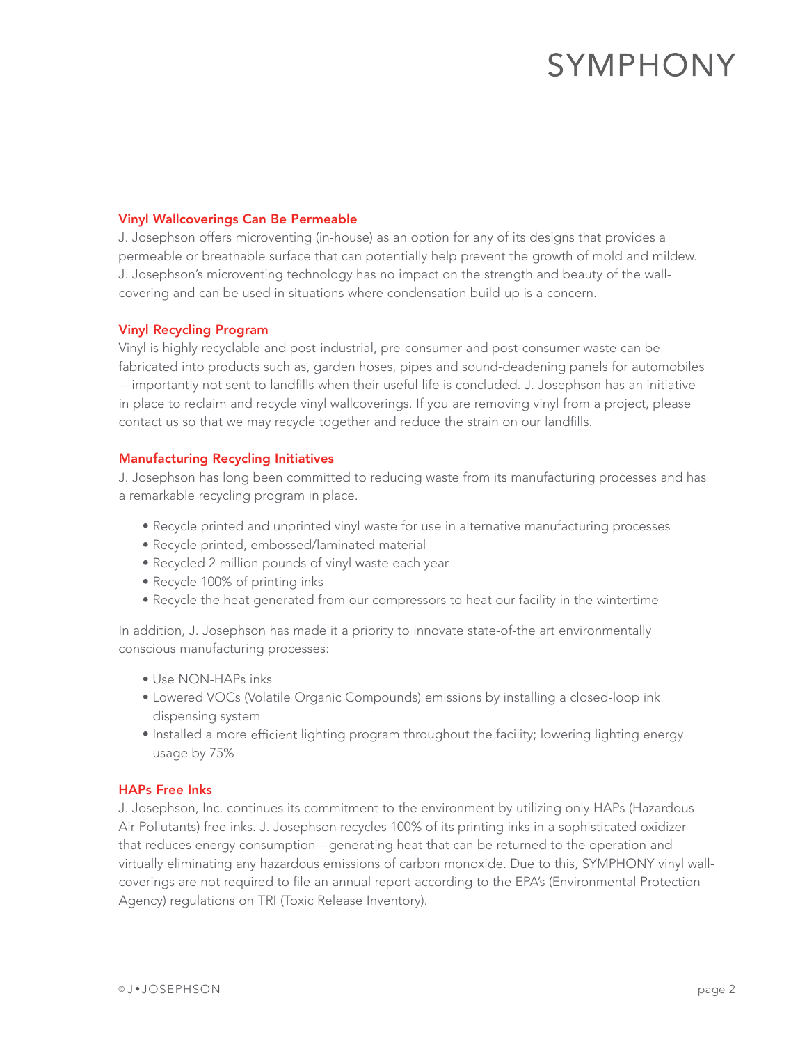### Vinyl Wallcoverings Can Be Permeable

J. Josephson offers microventing (in-house) as an option for any of its designs that provides a permeable or breathable surface that can potentially help prevent the growth of mold and mildew. J. Josephson's microventing technology has no impact on the strength and beauty of the wall-covering and can be used in situations where condensation build-up is a concern.

### Vinyl Recycling Program

Vinyl is highly recyclable and post-industrial, pre-consumer and post-consumer waste can be fabricated into products such as, garden hoses, pipes and sound-deadening panels for automobiles —importantly not sent to landfills when their useful life is concluded. J. Josephson has an initiative in place to reclaim and recycle vinyl wallcoverings. If you are removing vinyl from a project, please contact us so that we may recycle together and reduce the strain on our landfills.

### Manufacturing Recycling Initiatives

J. Josephson has long been committed to reducing waste from its manufacturing processes and has a remarkable recycling program in place.

- Recycle printed and unprinted vinyl waste for use in alternative manufacturing processes
- Recycle printed, embossed/laminated material
- Recycled 2 million pounds of vinyl waste each year
- Recycle 100% of printing inks
- Recycle the heat generated from our compressors to heat our facility in the wintertime

In addition, J. Josephson has made it a priority to innovate state-of-the art environmentally conscious manufacturing processes:

- Use NON-HAPs inks
- Lowered VOCs (Volatile Organic Compounds) emissions by installing a closed-loop ink dispensing system
- Installed a more efficient lighting program throughout the facility; lowering lighting energy usage by 75%

### HAPs Free Inks

J. Josephson, Inc. continues its commitment to the environment by utilizing only HAPs (Hazardous Air Pollutants) free inks. J. Josephson recycles 100% of its printing inks in a sophisticated oxidizer that reduces energy consumption—generating heat that can be returned to the operation and virtually eliminating any hazardous emissions of carbon monoxide. Due to this, SYMPHONY vinyl wall-coverings are not required to file an annual report according to the EPA's (Environmental Protection Agency) regulations on TRI (Toxic Release Inventory).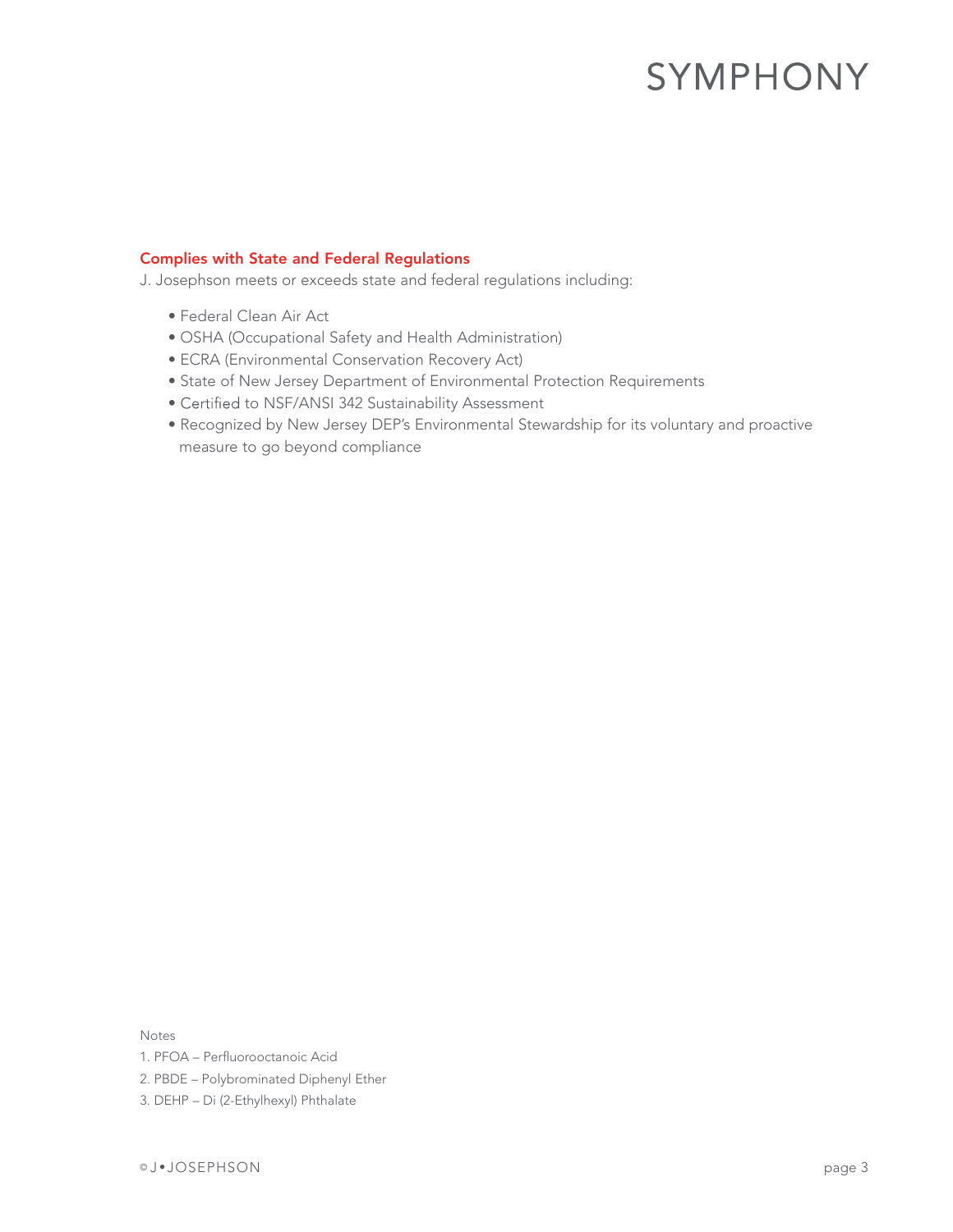## Complies with State and Federal Regulations

J. Josephson meets or exceeds state and federal regulations including:

- Federal Clean Air Act
- OSHA (Occupational Safety and Health Administration)
- ECRA (Environmental Conservation Recovery Act)
- State of New Jersey Department of Environmental Protection Requirements
- Certified to NSF/ANSI 342 Sustainability Assessment
- Recognized by New Jersey DEP's Environmental Stewardship for its voluntary and proactive measure to go beyond compliance

Notes

1. PFOA – Perfluorooctanoic Acid
2. PBDE – Polybrominated Diphenyl Ether
3. DEHP – Di (2-Ethylhexyl) Phthalate